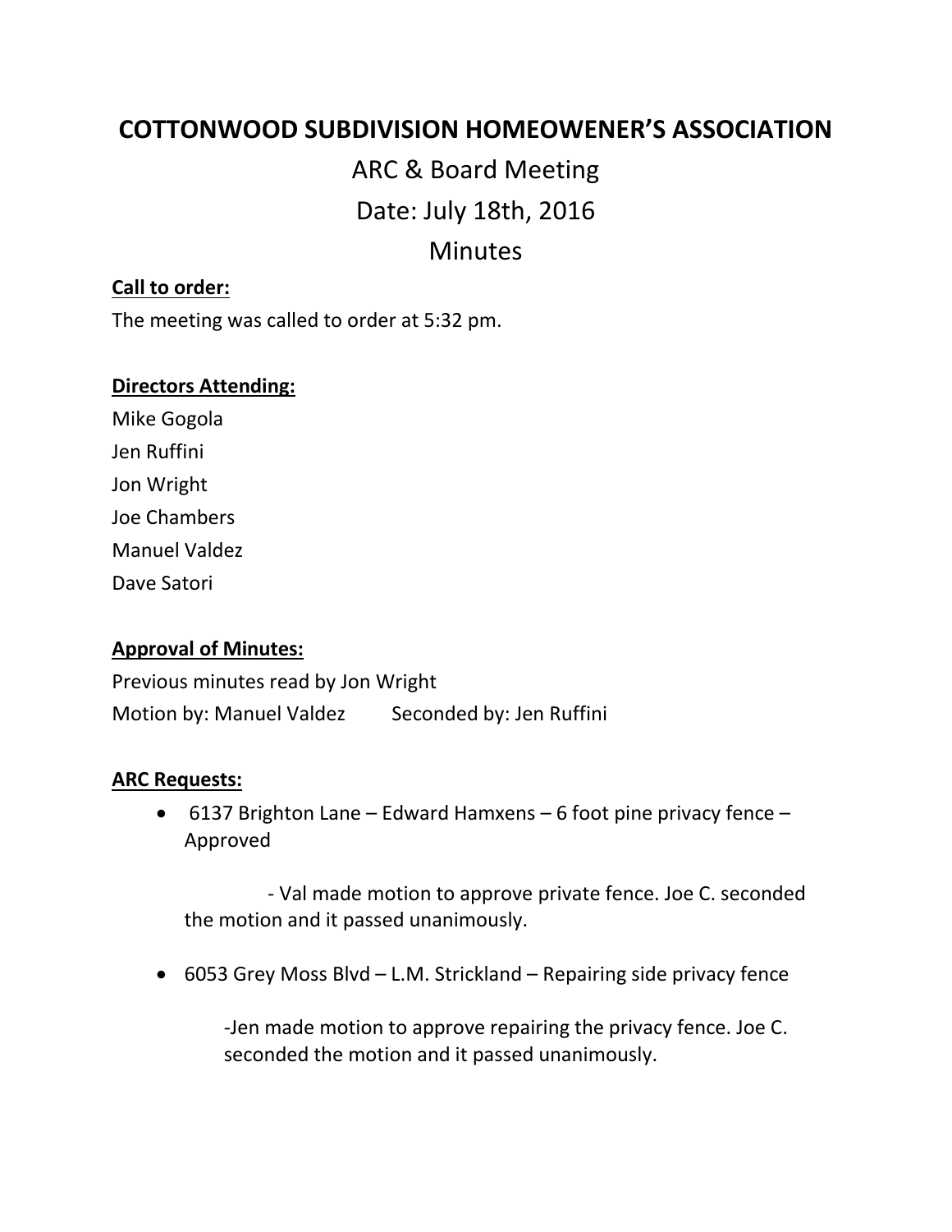# COTTONWOOD SUBDIVISION HOMEOWENER'S ASSOCIATION

## ARC & Board Meeting

## Date: July 18th, 2016

## Minutes

**Call to order:**

The meeting was called to order at 5:32 pm.

**Directors Attending:**

Mike Gogola

Jen Ruffini

Jon Wright

Joe Chambers

Manuel Valdez

Dave Satori

**Approval of Minutes:**

Previous minutes read by Jon Wright

Motion by: Manuel Valdez  Seconded by: Jen Ruffini

**ARC Requests:**

- 6137 Brighton Lane – Edward Hamxens – 6 foot pine privacy fence – Approved

  - Val made motion to approve private fence. Joe C. seconded the motion and it passed unanimously.

- 6053 Grey Moss Blvd – L.M. Strickland – Repairing side privacy fence

  -Jen made motion to approve repairing the privacy fence. Joe C. seconded the motion and it passed unanimously.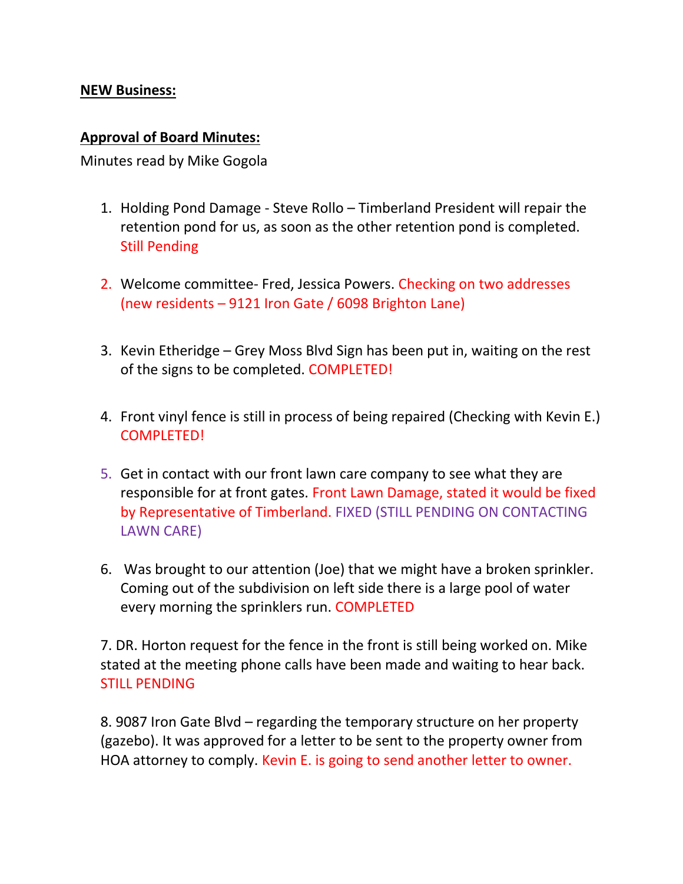**NEW Business:**

**Approval of Board Minutes:**

Minutes read by Mike Gogola

1. Holding Pond Damage - Steve Rollo – Timberland President will repair the retention pond for us, as soon as the other retention pond is completed. Still Pending

2. Welcome committee- Fred, Jessica Powers. Checking on two addresses (new residents – 9121 Iron Gate / 6098 Brighton Lane)

3. Kevin Etheridge – Grey Moss Blvd Sign has been put in, waiting on the rest of the signs to be completed. COMPLETED!

4. Front vinyl fence is still in process of being repaired (Checking with Kevin E.) COMPLETED!

5. Get in contact with our front lawn care company to see what they are responsible for at front gates. Front Lawn Damage, stated it would be fixed by Representative of Timberland. FIXED (STILL PENDING ON CONTACTING LAWN CARE)

6. Was brought to our attention (Joe) that we might have a broken sprinkler. Coming out of the subdivision on left side there is a large pool of water every morning the sprinklers run. COMPLETED

7. DR. Horton request for the fence in the front is still being worked on. Mike stated at the meeting phone calls have been made and waiting to hear back. STILL PENDING

8. 9087 Iron Gate Blvd – regarding the temporary structure on her property (gazebo). It was approved for a letter to be sent to the property owner from HOA attorney to comply. Kevin E. is going to send another letter to owner.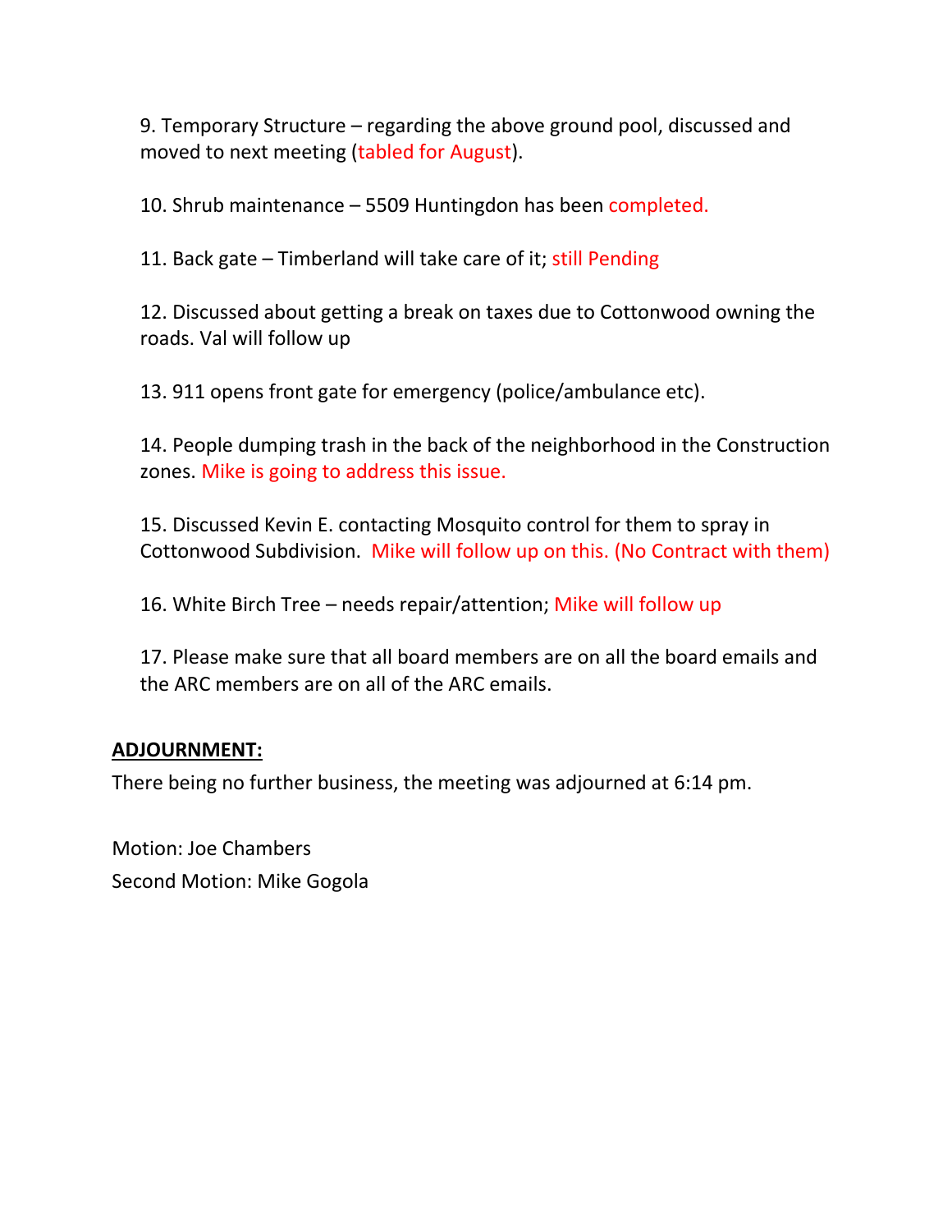9. Temporary Structure – regarding the above ground pool, discussed and moved to next meeting (tabled for August).

10. Shrub maintenance – 5509 Huntingdon has been completed.

11. Back gate – Timberland will take care of it; still Pending

12. Discussed about getting a break on taxes due to Cottonwood owning the roads. Val will follow up

13. 911 opens front gate for emergency (police/ambulance etc).

14. People dumping trash in the back of the neighborhood in the Construction zones. Mike is going to address this issue.

15. Discussed Kevin E. contacting Mosquito control for them to spray in Cottonwood Subdivision. Mike will follow up on this. (No Contract with them)

16. White Birch Tree – needs repair/attention; Mike will follow up

17. Please make sure that all board members are on all the board emails and the ARC members are on all of the ARC emails.

**ADJOURNMENT:**

There being no further business, the meeting was adjourned at 6:14 pm.

Motion: Joe Chambers
Second Motion: Mike Gogola